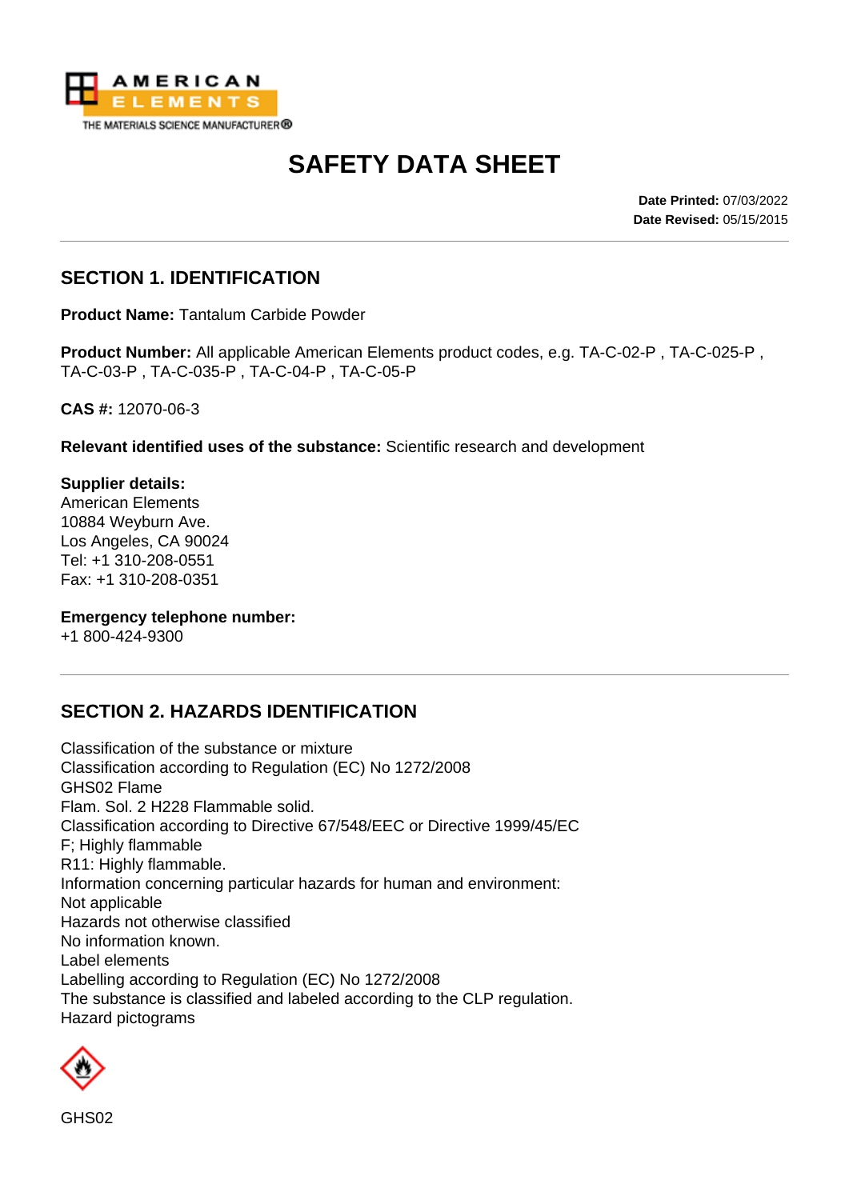AMERICAN ELEMENTS
THE MATERIALS SCIENCE MANUFACTURER®

# SAFETY DATA SHEET

**Date Printed:** 07/03/2022
**Date Revised:** 05/15/2015

## SECTION 1. IDENTIFICATION

**Product Name:** Tantalum Carbide Powder

**Product Number:** All applicable American Elements product codes, e.g. TA-C-02-P , TA-C-025-P , TA-C-03-P , TA-C-035-P , TA-C-04-P , TA-C-05-P

**CAS #:** 12070-06-3

**Relevant identified uses of the substance:** Scientific research and development

**Supplier details:**
American Elements
10884 Weyburn Ave.
Los Angeles, CA 90024
Tel: +1 310-208-0551
Fax: +1 310-208-0351

**Emergency telephone number:**
+1 800-424-9300

## SECTION 2. HAZARDS IDENTIFICATION

Classification of the substance or mixture
Classification according to Regulation (EC) No 1272/2008
GHS02 Flame
Flam. Sol. 2 H228 Flammable solid.
Classification according to Directive 67/548/EEC or Directive 1999/45/EC
F; Highly flammable
R11: Highly flammable.
Information concerning particular hazards for human and environment:
Not applicable
Hazards not otherwise classified
No information known.
Label elements
Labelling according to Regulation (EC) No 1272/2008
The substance is classified and labeled according to the CLP regulation.
Hazard pictograms

GHS02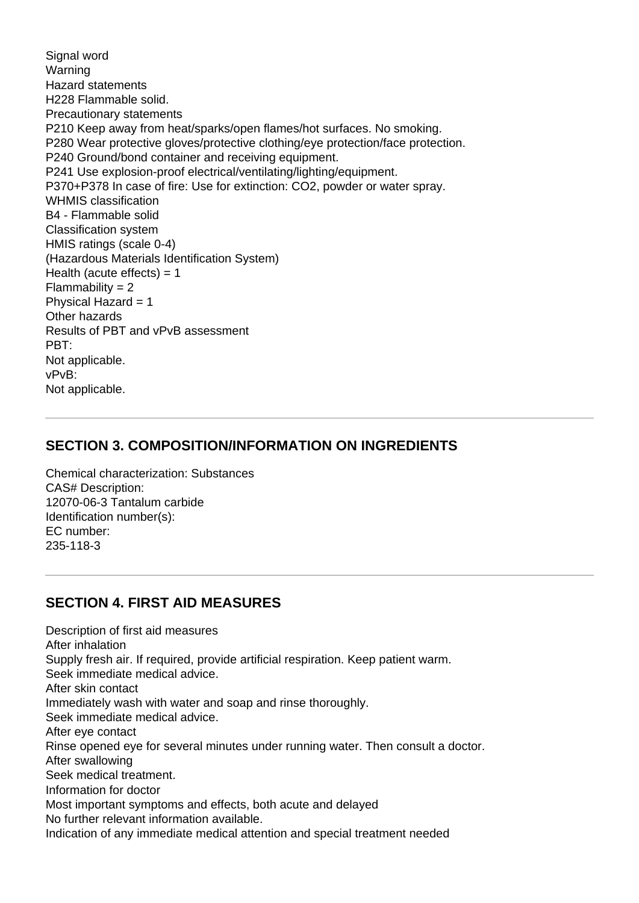Signal word
Warning
Hazard statements
H228 Flammable solid.
Precautionary statements
P210 Keep away from heat/sparks/open flames/hot surfaces. No smoking.
P280 Wear protective gloves/protective clothing/eye protection/face protection.
P240 Ground/bond container and receiving equipment.
P241 Use explosion-proof electrical/ventilating/lighting/equipment.
P370+P378 In case of fire: Use for extinction: $CO_2$, powder or water spray.
WHMIS classification
B4 - Flammable solid
Classification system
HMIS ratings (scale 0-4)
(Hazardous Materials Identification System)
Health (acute effects) = 1
Flammability = 2
Physical Hazard = 1
Other hazards
Results of PBT and vPvB assessment
PBT:
Not applicable.
vPvB:
Not applicable.

---

## SECTION 3. COMPOSITION/INFORMATION ON INGREDIENTS

Chemical characterization: Substances
CAS# Description:
12070-06-3 Tantalum carbide
Identification number(s):
EC number:
235-118-3

---

## SECTION 4. FIRST AID MEASURES

Description of first aid measures
After inhalation
Supply fresh air. If required, provide artificial respiration. Keep patient warm.
Seek immediate medical advice.
After skin contact
Immediately wash with water and soap and rinse thoroughly.
Seek immediate medical advice.
After eye contact
Rinse opened eye for several minutes under running water. Then consult a doctor.
After swallowing
Seek medical treatment.
Information for doctor
Most important symptoms and effects, both acute and delayed
No further relevant information available.
Indication of any immediate medical attention and special treatment needed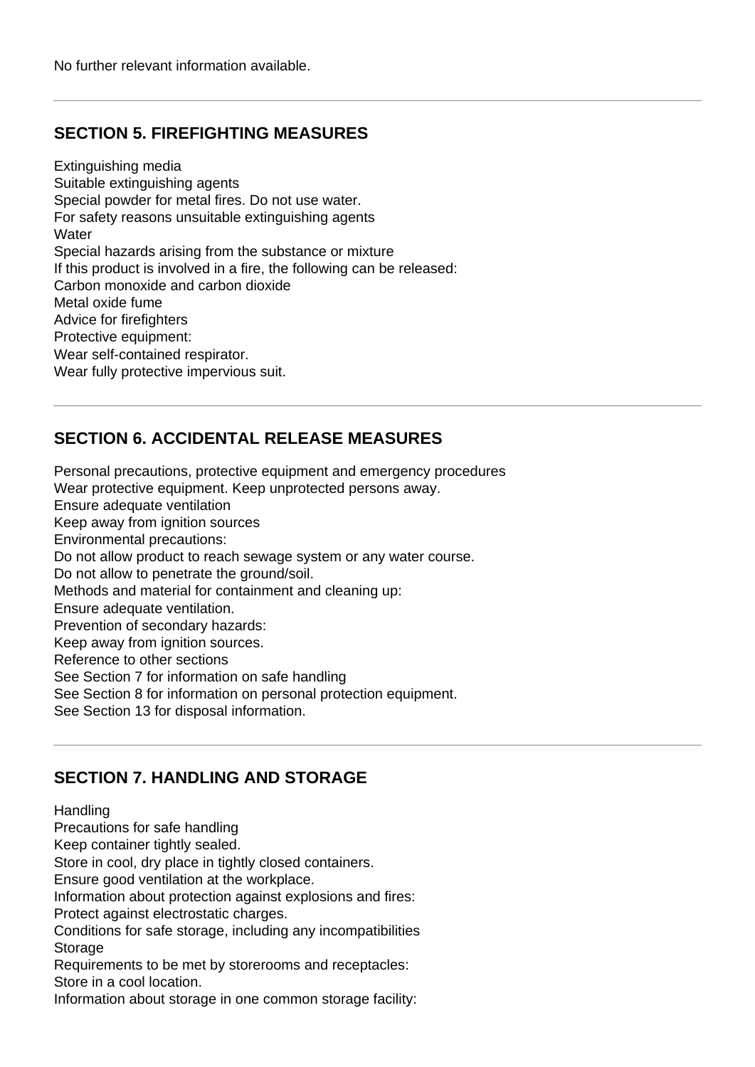No further relevant information available.

---

## SECTION 5. FIREFIGHTING MEASURES

Extinguishing media
Suitable extinguishing agents
Special powder for metal fires. Do not use water.
For safety reasons unsuitable extinguishing agents
Water
Special hazards arising from the substance or mixture
If this product is involved in a fire, the following can be released:
Carbon monoxide and carbon dioxide
Metal oxide fume
Advice for firefighters
Protective equipment:
Wear self-contained respirator.
Wear fully protective impervious suit.

---

## SECTION 6. ACCIDENTAL RELEASE MEASURES

Personal precautions, protective equipment and emergency procedures
Wear protective equipment. Keep unprotected persons away.
Ensure adequate ventilation
Keep away from ignition sources
Environmental precautions:
Do not allow product to reach sewage system or any water course.
Do not allow to penetrate the ground/soil.
Methods and material for containment and cleaning up:
Ensure adequate ventilation.
Prevention of secondary hazards:
Keep away from ignition sources.
Reference to other sections
See Section 7 for information on safe handling
See Section 8 for information on personal protection equipment.
See Section 13 for disposal information.

---

## SECTION 7. HANDLING AND STORAGE

Handling
Precautions for safe handling
Keep container tightly sealed.
Store in cool, dry place in tightly closed containers.
Ensure good ventilation at the workplace.
Information about protection against explosions and fires:
Protect against electrostatic charges.
Conditions for safe storage, including any incompatibilities
Storage
Requirements to be met by storerooms and receptacles:
Store in a cool location.
Information about storage in one common storage facility: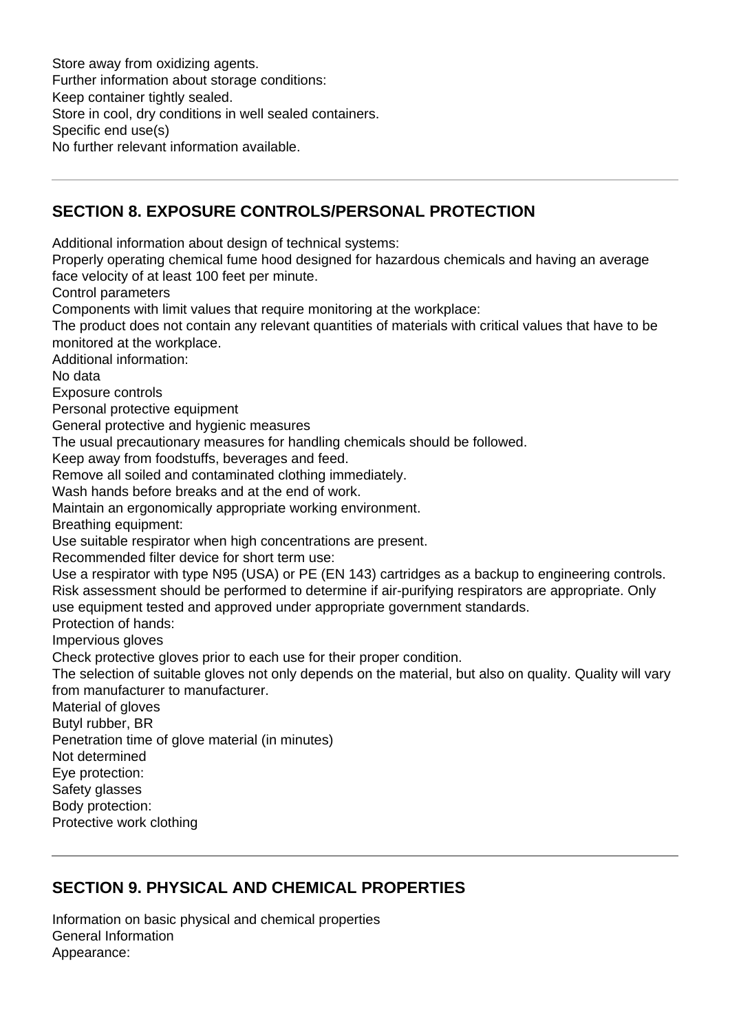Store away from oxidizing agents.
Further information about storage conditions:
Keep container tightly sealed.
Store in cool, dry conditions in well sealed containers.
Specific end use(s)
No further relevant information available.

---

## SECTION 8. EXPOSURE CONTROLS/PERSONAL PROTECTION

Additional information about design of technical systems:
Properly operating chemical fume hood designed for hazardous chemicals and having an average face velocity of at least 100 feet per minute.
Control parameters
Components with limit values that require monitoring at the workplace:
The product does not contain any relevant quantities of materials with critical values that have to be monitored at the workplace.
Additional information:
No data
Exposure controls
Personal protective equipment
General protective and hygienic measures
The usual precautionary measures for handling chemicals should be followed.
Keep away from foodstuffs, beverages and feed.
Remove all soiled and contaminated clothing immediately.
Wash hands before breaks and at the end of work.
Maintain an ergonomically appropriate working environment.
Breathing equipment:
Use suitable respirator when high concentrations are present.
Recommended filter device for short term use:
Use a respirator with type N95 (USA) or PE (EN 143) cartridges as a backup to engineering controls. Risk assessment should be performed to determine if air-purifying respirators are appropriate. Only use equipment tested and approved under appropriate government standards.
Protection of hands:
Impervious gloves
Check protective gloves prior to each use for their proper condition.
The selection of suitable gloves not only depends on the material, but also on quality. Quality will vary from manufacturer to manufacturer.
Material of gloves
Butyl rubber, BR
Penetration time of glove material (in minutes)
Not determined
Eye protection:
Safety glasses
Body protection:
Protective work clothing

---

## SECTION 9. PHYSICAL AND CHEMICAL PROPERTIES

Information on basic physical and chemical properties
General Information
Appearance: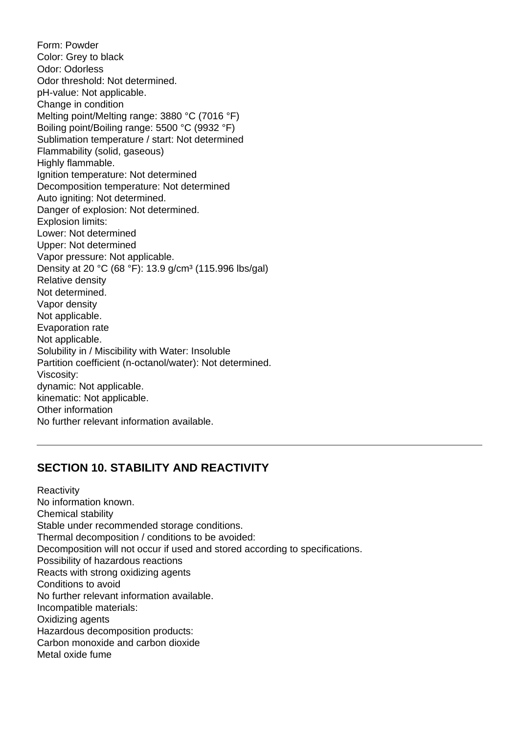Form: Powder
Color: Grey to black
Odor: Odorless
Odor threshold: Not determined.
pH-value: Not applicable.
Change in condition
Melting point/Melting range: 3880 °C (7016 °F)
Boiling point/Boiling range: 5500 °C (9932 °F)
Sublimation temperature / start: Not determined
Flammability (solid, gaseous)
Highly flammable.
Ignition temperature: Not determined
Decomposition temperature: Not determined
Auto igniting: Not determined.
Danger of explosion: Not determined.
Explosion limits:
Lower: Not determined
Upper: Not determined
Vapor pressure: Not applicable.
Density at 20 °C (68 °F): 13.9 g/cm³ (115.996 lbs/gal)
Relative density
Not determined.
Vapor density
Not applicable.
Evaporation rate
Not applicable.
Solubility in / Miscibility with Water: Insoluble
Partition coefficient (n-octanol/water): Not determined.
Viscosity:
dynamic: Not applicable.
kinematic: Not applicable.
Other information
No further relevant information available.

---

## SECTION 10. STABILITY AND REACTIVITY

Reactivity
No information known.
Chemical stability
Stable under recommended storage conditions.
Thermal decomposition / conditions to be avoided:
Decomposition will not occur if used and stored according to specifications.
Possibility of hazardous reactions
Reacts with strong oxidizing agents
Conditions to avoid
No further relevant information available.
Incompatible materials:
Oxidizing agents
Hazardous decomposition products:
Carbon monoxide and carbon dioxide
Metal oxide fume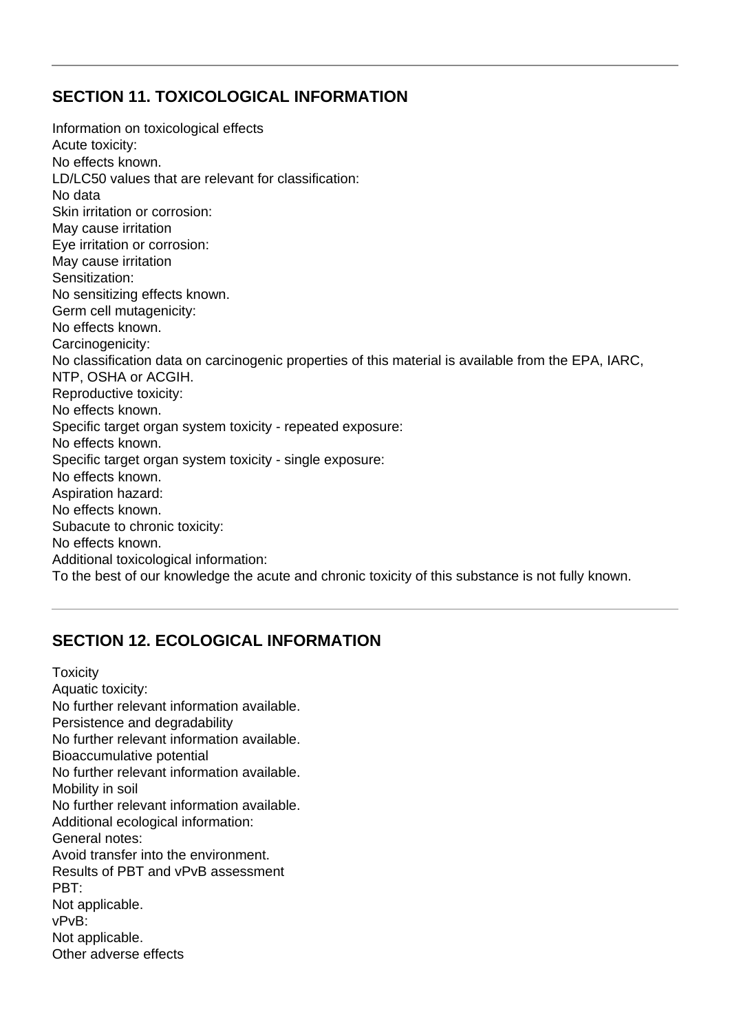## SECTION 11. TOXICOLOGICAL INFORMATION

Information on toxicological effects
Acute toxicity:
No effects known.
LD/LC50 values that are relevant for classification:
No data
Skin irritation or corrosion:
May cause irritation
Eye irritation or corrosion:
May cause irritation
Sensitization:
No sensitizing effects known.
Germ cell mutagenicity:
No effects known.
Carcinogenicity:
No classification data on carcinogenic properties of this material is available from the EPA, IARC, NTP, OSHA or ACGIH.
Reproductive toxicity:
No effects known.
Specific target organ system toxicity - repeated exposure:
No effects known.
Specific target organ system toxicity - single exposure:
No effects known.
Aspiration hazard:
No effects known.
Subacute to chronic toxicity:
No effects known.
Additional toxicological information:
To the best of our knowledge the acute and chronic toxicity of this substance is not fully known.

## SECTION 12. ECOLOGICAL INFORMATION

Toxicity
Aquatic toxicity:
No further relevant information available.
Persistence and degradability
No further relevant information available.
Bioaccumulative potential
No further relevant information available.
Mobility in soil
No further relevant information available.
Additional ecological information:
General notes:
Avoid transfer into the environment.
Results of PBT and vPvB assessment
PBT:
Not applicable.
vPvB:
Not applicable.
Other adverse effects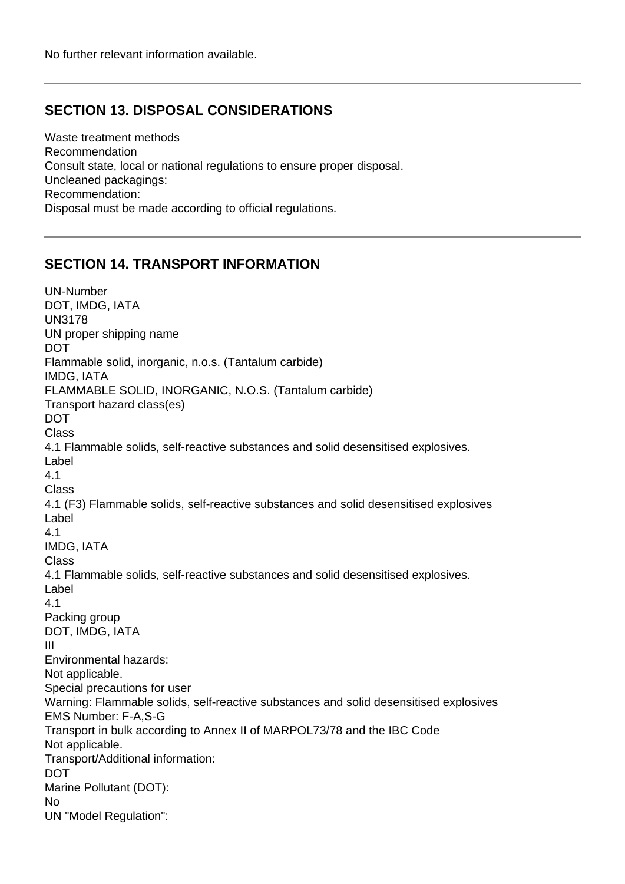No further relevant information available.

---

## SECTION 13. DISPOSAL CONSIDERATIONS

Waste treatment methods
Recommendation
Consult state, local or national regulations to ensure proper disposal.
Uncleaned packagings:
Recommendation:
Disposal must be made according to official regulations.

---

## SECTION 14. TRANSPORT INFORMATION

UN-Number
DOT, IMDG, IATA
UN3178
UN proper shipping name
DOT
Flammable solid, inorganic, n.o.s. (Tantalum carbide)
IMDG, IATA
FLAMMABLE SOLID, INORGANIC, N.O.S. (Tantalum carbide)
Transport hazard class(es)
DOT
Class
4.1 Flammable solids, self-reactive substances and solid desensitised explosives.
Label
4.1
Class
4.1 (F3) Flammable solids, self-reactive substances and solid desensitised explosives
Label
4.1
IMDG, IATA
Class
4.1 Flammable solids, self-reactive substances and solid desensitised explosives.
Label
4.1
Packing group
DOT, IMDG, IATA
III
Environmental hazards:
Not applicable.
Special precautions for user
Warning: Flammable solids, self-reactive substances and solid desensitised explosives
EMS Number: F-A,S-G
Transport in bulk according to Annex II of MARPOL73/78 and the IBC Code
Not applicable.
Transport/Additional information:
DOT
Marine Pollutant (DOT):
No
UN "Model Regulation":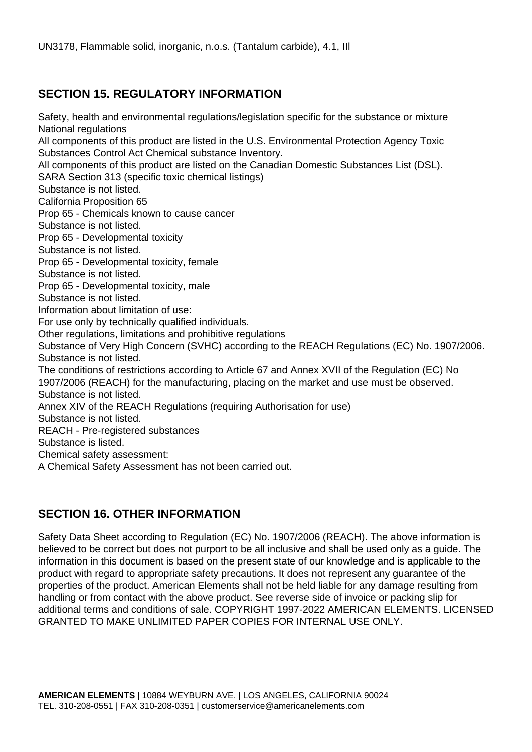UN3178, Flammable solid, inorganic, n.o.s. (Tantalum carbide), 4.1, III

## SECTION 15. REGULATORY INFORMATION

Safety, health and environmental regulations/legislation specific for the substance or mixture
National regulations
All components of this product are listed in the U.S. Environmental Protection Agency Toxic Substances Control Act Chemical substance Inventory.
All components of this product are listed on the Canadian Domestic Substances List (DSL).
SARA Section 313 (specific toxic chemical listings)
Substance is not listed.
California Proposition 65
Prop 65 - Chemicals known to cause cancer
Substance is not listed.
Prop 65 - Developmental toxicity
Substance is not listed.
Prop 65 - Developmental toxicity, female
Substance is not listed.
Prop 65 - Developmental toxicity, male
Substance is not listed.
Information about limitation of use:
For use only by technically qualified individuals.
Other regulations, limitations and prohibitive regulations
Substance of Very High Concern (SVHC) according to the REACH Regulations (EC) No. 1907/2006.
Substance is not listed.
The conditions of restrictions according to Article 67 and Annex XVII of the Regulation (EC) No 1907/2006 (REACH) for the manufacturing, placing on the market and use must be observed.
Substance is not listed.
Annex XIV of the REACH Regulations (requiring Authorisation for use)
Substance is not listed.
REACH - Pre-registered substances
Substance is listed.
Chemical safety assessment:
A Chemical Safety Assessment has not been carried out.

## SECTION 16. OTHER INFORMATION

Safety Data Sheet according to Regulation (EC) No. 1907/2006 (REACH). The above information is believed to be correct but does not purport to be all inclusive and shall be used only as a guide. The information in this document is based on the present state of our knowledge and is applicable to the product with regard to appropriate safety precautions. It does not represent any guarantee of the properties of the product. American Elements shall not be held liable for any damage resulting from handling or from contact with the above product. See reverse side of invoice or packing slip for additional terms and conditions of sale. COPYRIGHT 1997-2022 AMERICAN ELEMENTS. LICENSED GRANTED TO MAKE UNLIMITED PAPER COPIES FOR INTERNAL USE ONLY.